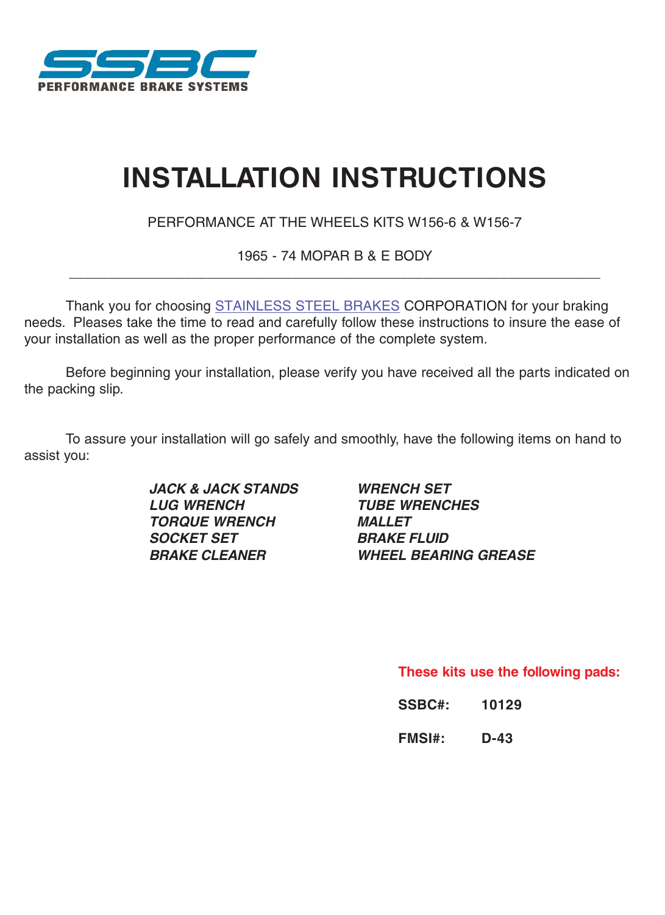SSBC

PERFORMANCE BRAKE SYSTEMS

# INSTALLATION INSTRUCTIONS

PERFORMANCE AT THE WHEELS KITS W156-6 & W156-7

1965 - 74 MOPAR B & E BODY

---

Thank you for choosing STAINLESS STEEL BRAKES CORPORATION for your braking needs. Pleases take the time to read and carefully follow these instructions to insure the ease of your installation as well as the proper performance of the complete system.

Before beginning your installation, please verify you have received all the parts indicated on the packing slip.

To assure your installation will go safely and smoothly, have the following items on hand to assist you:

- ***JACK & JACK STANDS***
- ***LUG WRENCH***
- ***TORQUE WRENCH***
- ***SOCKET SET***
- ***BRAKE CLEANER***
- ***WRENCH SET***
- ***TUBE WRENCHES***
- ***MALLET***
- ***BRAKE FLUID***
- ***WHEEL BEARING GREASE***

**These kits use the following pads:**

**SSBC#:** **10129**

**FMSI#:** **D-43**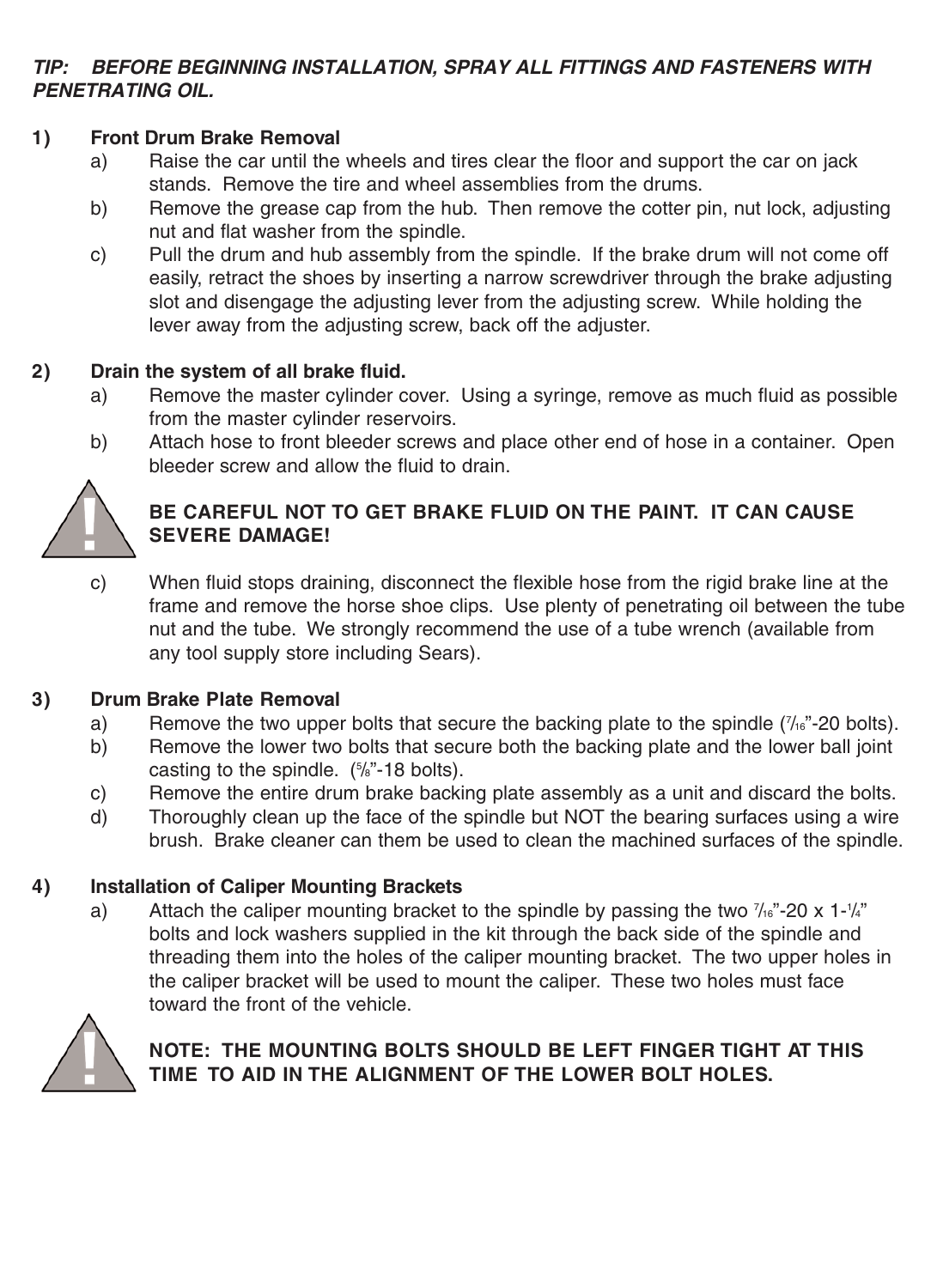***TIP: BEFORE BEGINNING INSTALLATION, SPRAY ALL FITTINGS AND FASTENERS WITH PENETRATING OIL.***

**1) Front Drum Brake Removal**

a) Raise the car until the wheels and tires clear the floor and support the car on jack stands. Remove the tire and wheel assemblies from the drums.

b) Remove the grease cap from the hub. Then remove the cotter pin, nut lock, adjusting nut and flat washer from the spindle.

c) Pull the drum and hub assembly from the spindle. If the brake drum will not come off easily, retract the shoes by inserting a narrow screwdriver through the brake adjusting slot and disengage the adjusting lever from the adjusting screw. While holding the lever away from the adjusting screw, back off the adjuster.

**2) Drain the system of all brake fluid.**

a) Remove the master cylinder cover. Using a syringe, remove as much fluid as possible from the master cylinder reservoirs.

b) Attach hose to front bleeder screws and place other end of hose in a container. Open bleeder screw and allow the fluid to drain.

**BE CAREFUL NOT TO GET BRAKE FLUID ON THE PAINT. IT CAN CAUSE SEVERE DAMAGE!**

c) When fluid stops draining, disconnect the flexible hose from the rigid brake line at the frame and remove the horse shoe clips. Use plenty of penetrating oil between the tube nut and the tube. We strongly recommend the use of a tube wrench (available from any tool supply store including Sears).

**3) Drum Brake Plate Removal**

a) Remove the two upper bolts that secure the backing plate to the spindle (7/16"-20 bolts).

b) Remove the lower two bolts that secure both the backing plate and the lower ball joint casting to the spindle. (5/8"-18 bolts).

c) Remove the entire drum brake backing plate assembly as a unit and discard the bolts.

d) Thoroughly clean up the face of the spindle but NOT the bearing surfaces using a wire brush. Brake cleaner can them be used to clean the machined surfaces of the spindle.

**4) Installation of Caliper Mounting Brackets**

a) Attach the caliper mounting bracket to the spindle by passing the two 7/16"-20 x 1-1/4" bolts and lock washers supplied in the kit through the back side of the spindle and threading them into the holes of the caliper mounting bracket. The two upper holes in the caliper bracket will be used to mount the caliper. These two holes must face toward the front of the vehicle.

**NOTE: THE MOUNTING BOLTS SHOULD BE LEFT FINGER TIGHT AT THIS TIME TO AID IN THE ALIGNMENT OF THE LOWER BOLT HOLES.**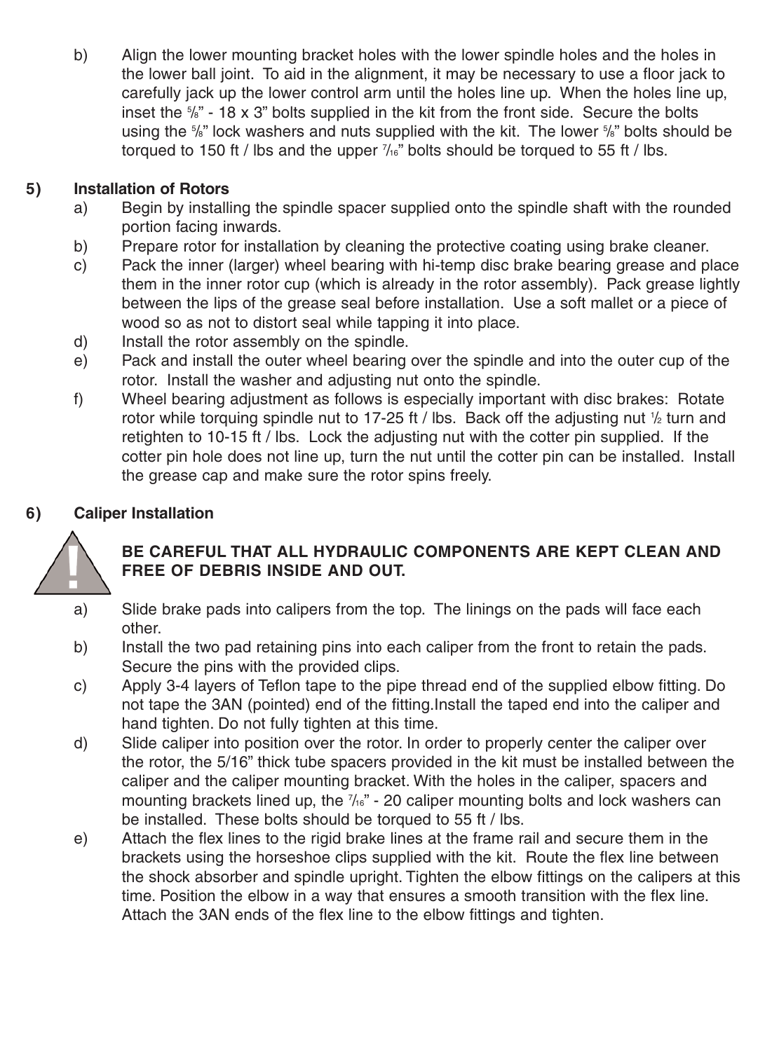b) Align the lower mounting bracket holes with the lower spindle holes and the holes in the lower ball joint. To aid in the alignment, it may be necessary to use a floor jack to carefully jack up the lower control arm until the holes line up. When the holes line up, inset the ⅝" - 18 x 3" bolts supplied in the kit from the front side. Secure the bolts using the ⅝" lock washers and nuts supplied with the kit. The lower ⅝" bolts should be torqued to 150 ft / lbs and the upper 7/16" bolts should be torqued to 55 ft / lbs.

**5) Installation of Rotors**

a) Begin by installing the spindle spacer supplied onto the spindle shaft with the rounded portion facing inwards.

b) Prepare rotor for installation by cleaning the protective coating using brake cleaner.

c) Pack the inner (larger) wheel bearing with hi-temp disc brake bearing grease and place them in the inner rotor cup (which is already in the rotor assembly). Pack grease lightly between the lips of the grease seal before installation. Use a soft mallet or a piece of wood so as not to distort seal while tapping it into place.

d) Install the rotor assembly on the spindle.

e) Pack and install the outer wheel bearing over the spindle and into the outer cup of the rotor. Install the washer and adjusting nut onto the spindle.

f) Wheel bearing adjustment as follows is especially important with disc brakes: Rotate rotor while torquing spindle nut to 17-25 ft / lbs. Back off the adjusting nut ½ turn and retighten to 10-15 ft / lbs. Lock the adjusting nut with the cotter pin supplied. If the cotter pin hole does not line up, turn the nut until the cotter pin can be installed. Install the grease cap and make sure the rotor spins freely.

**6) Caliper Installation**

**BE CAREFUL THAT ALL HYDRAULIC COMPONENTS ARE KEPT CLEAN AND FREE OF DEBRIS INSIDE AND OUT.**

a) Slide brake pads into calipers from the top. The linings on the pads will face each other.

b) Install the two pad retaining pins into each caliper from the front to retain the pads. Secure the pins with the provided clips.

c) Apply 3-4 layers of Teflon tape to the pipe thread end of the supplied elbow fitting. Do not tape the 3AN (pointed) end of the fitting.Install the taped end into the caliper and hand tighten. Do not fully tighten at this time.

d) Slide caliper into position over the rotor. In order to properly center the caliper over the rotor, the 5/16" thick tube spacers provided in the kit must be installed between the caliper and the caliper mounting bracket. With the holes in the caliper, spacers and mounting brackets lined up, the 7/16" - 20 caliper mounting bolts and lock washers can be installed. These bolts should be torqued to 55 ft / lbs.

e) Attach the flex lines to the rigid brake lines at the frame rail and secure them in the brackets using the horseshoe clips supplied with the kit. Route the flex line between the shock absorber and spindle upright. Tighten the elbow fittings on the calipers at this time. Position the elbow in a way that ensures a smooth transition with the flex line. Attach the 3AN ends of the flex line to the elbow fittings and tighten.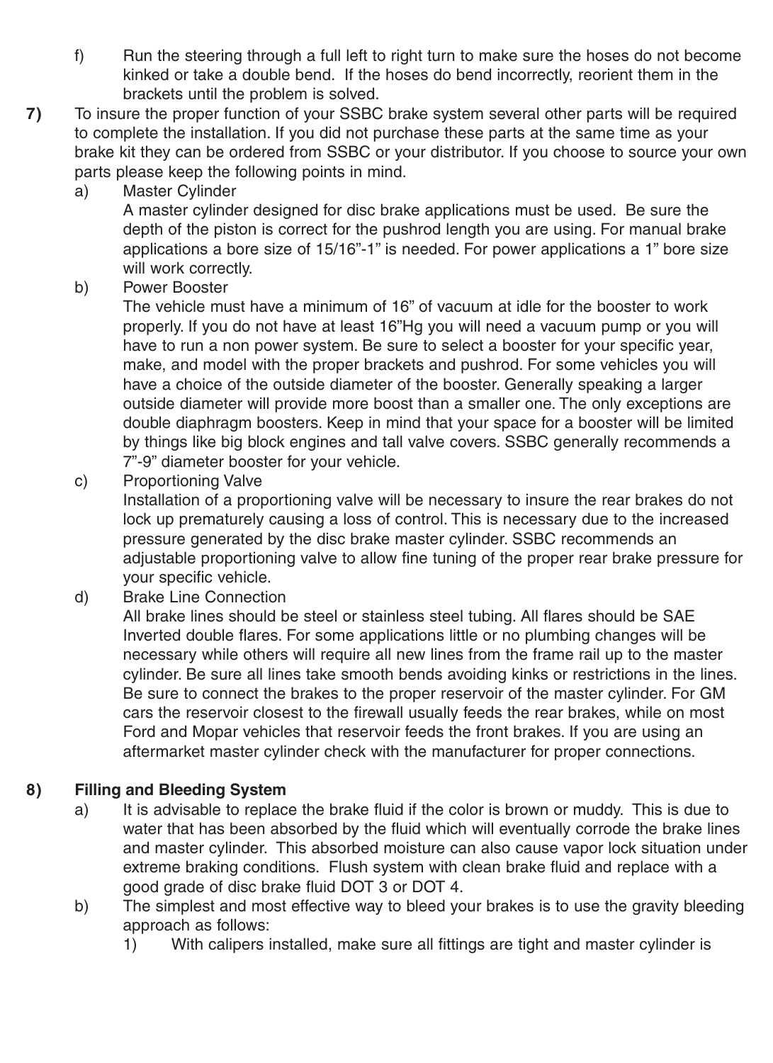f) Run the steering through a full left to right turn to make sure the hoses do not become kinked or take a double bend. If the hoses do bend incorrectly, reorient them in the brackets until the problem is solved.

**7)** To insure the proper function of your SSBC brake system several other parts will be required to complete the installation. If you did not purchase these parts at the same time as your brake kit they can be ordered from SSBC or your distributor. If you choose to source your own parts please keep the following points in mind.

a) Master Cylinder

A master cylinder designed for disc brake applications must be used. Be sure the depth of the piston is correct for the pushrod length you are using. For manual brake applications a bore size of 15/16"-1" is needed. For power applications a 1" bore size will work correctly.

b) Power Booster

The vehicle must have a minimum of 16" of vacuum at idle for the booster to work properly. If you do not have at least 16"Hg you will need a vacuum pump or you will have to run a non power system. Be sure to select a booster for your specific year, make, and model with the proper brackets and pushrod. For some vehicles you will have a choice of the outside diameter of the booster. Generally speaking a larger outside diameter will provide more boost than a smaller one. The only exceptions are double diaphragm boosters. Keep in mind that your space for a booster will be limited by things like big block engines and tall valve covers. SSBC generally recommends a 7"-9" diameter booster for your vehicle.

c) Proportioning Valve

Installation of a proportioning valve will be necessary to insure the rear brakes do not lock up prematurely causing a loss of control. This is necessary due to the increased pressure generated by the disc brake master cylinder. SSBC recommends an adjustable proportioning valve to allow fine tuning of the proper rear brake pressure for your specific vehicle.

d) Brake Line Connection

All brake lines should be steel or stainless steel tubing. All flares should be SAE Inverted double flares. For some applications little or no plumbing changes will be necessary while others will require all new lines from the frame rail up to the master cylinder. Be sure all lines take smooth bends avoiding kinks or restrictions in the lines. Be sure to connect the brakes to the proper reservoir of the master cylinder. For GM cars the reservoir closest to the firewall usually feeds the rear brakes, while on most Ford and Mopar vehicles that reservoir feeds the front brakes. If you are using an aftermarket master cylinder check with the manufacturer for proper connections.

**8) Filling and Bleeding System**

a) It is advisable to replace the brake fluid if the color is brown or muddy. This is due to water that has been absorbed by the fluid which will eventually corrode the brake lines and master cylinder. This absorbed moisture can also cause vapor lock situation under extreme braking conditions. Flush system with clean brake fluid and replace with a good grade of disc brake fluid DOT 3 or DOT 4.

b) The simplest and most effective way to bleed your brakes is to use the gravity bleeding approach as follows:

1) With calipers installed, make sure all fittings are tight and master cylinder is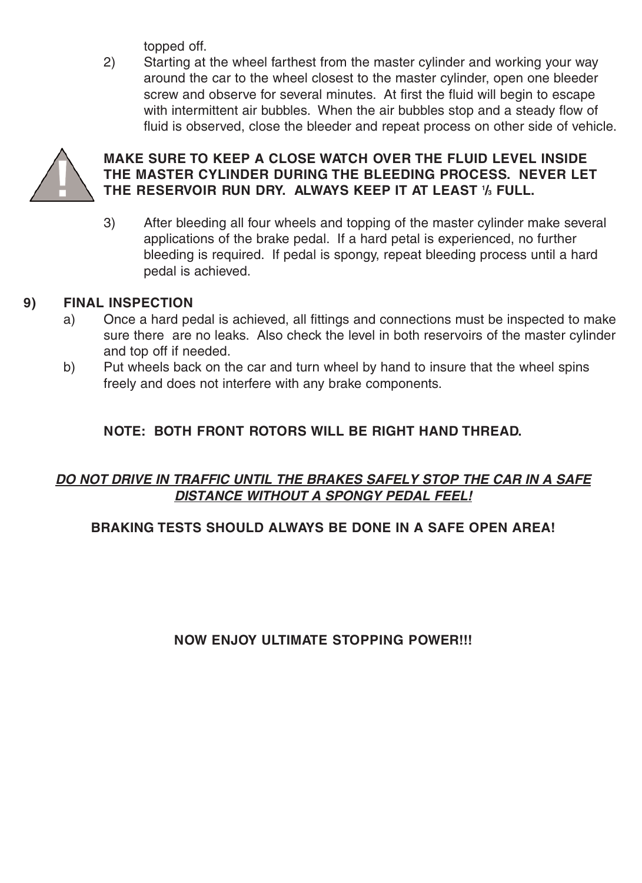topped off.

2) Starting at the wheel farthest from the master cylinder and working your way around the car to the wheel closest to the master cylinder, open one bleeder screw and observe for several minutes. At first the fluid will begin to escape with intermittent air bubbles. When the air bubbles stop and a steady flow of fluid is observed, close the bleeder and repeat process on other side of vehicle.

**MAKE SURE TO KEEP A CLOSE WATCH OVER THE FLUID LEVEL INSIDE THE MASTER CYLINDER DURING THE BLEEDING PROCESS. NEVER LET THE RESERVOIR RUN DRY. ALWAYS KEEP IT AT LEAST 1/3 FULL.**

3) After bleeding all four wheels and topping of the master cylinder make several applications of the brake pedal. If a hard petal is experienced, no further bleeding is required. If pedal is spongy, repeat bleeding process until a hard pedal is achieved.

## 9) FINAL INSPECTION

a) Once a hard pedal is achieved, all fittings and connections must be inspected to make sure there are no leaks. Also check the level in both reservoirs of the master cylinder and top off if needed.

b) Put wheels back on the car and turn wheel by hand to insure that the wheel spins freely and does not interfere with any brake components.

**NOTE: BOTH FRONT ROTORS WILL BE RIGHT HAND THREAD.**

***DO NOT DRIVE IN TRAFFIC UNTIL THE BRAKES SAFELY STOP THE CAR IN A SAFE DISTANCE WITHOUT A SPONGY PEDAL FEEL!***

**BRAKING TESTS SHOULD ALWAYS BE DONE IN A SAFE OPEN AREA!**

**NOW ENJOY ULTIMATE STOPPING POWER!!!**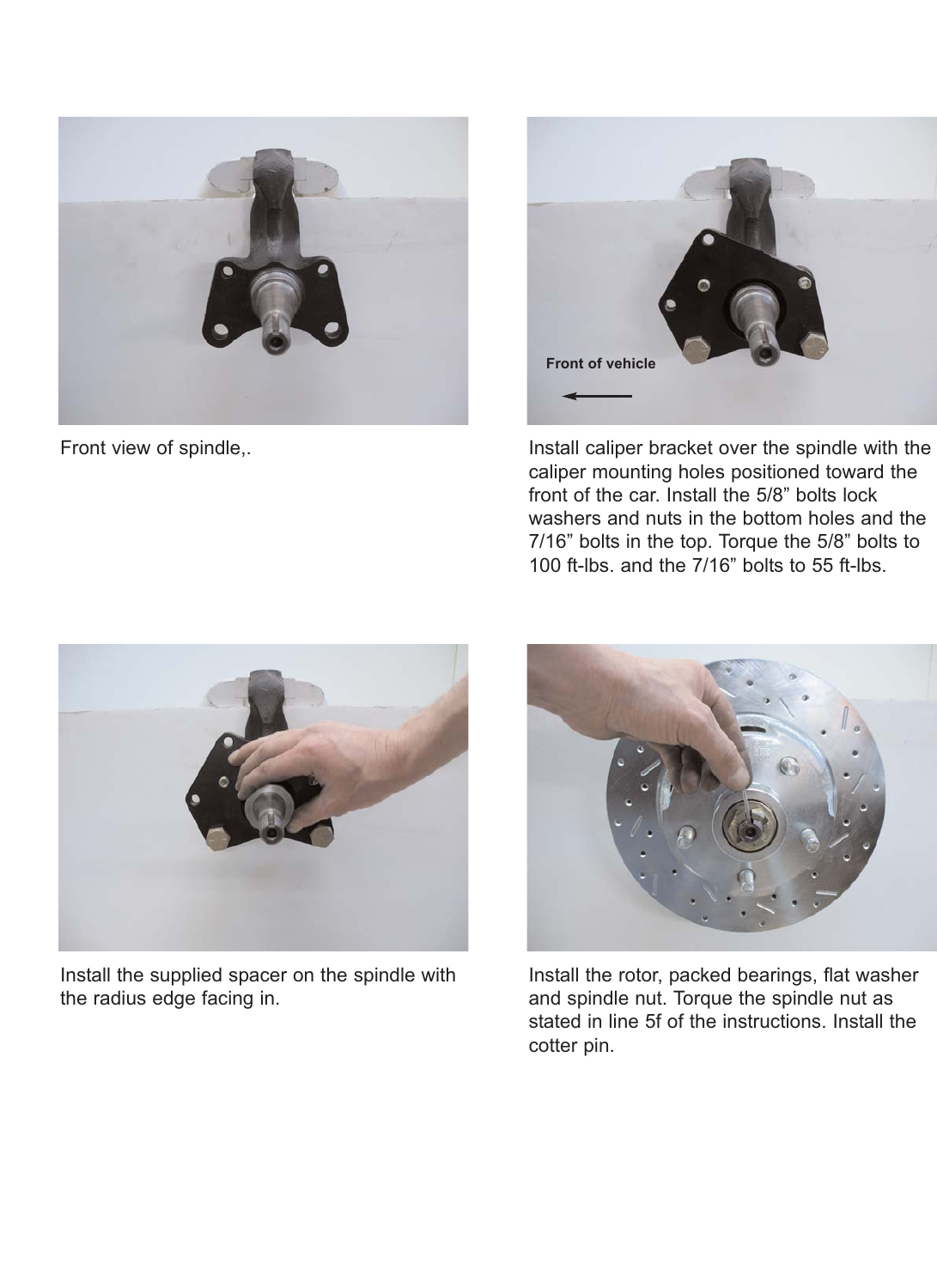Front view of spindle,.

Front of vehicle

Install caliper bracket over the spindle with the caliper mounting holes positioned toward the front of the car. Install the 5/8” bolts lock washers and nuts in the bottom holes and the 7/16” bolts in the top. Torque the 5/8” bolts to 100 ft-lbs. and the 7/16” bolts to 55 ft-lbs.

Install the supplied spacer on the spindle with the radius edge facing in.

Install the rotor, packed bearings, flat washer and spindle nut. Torque the spindle nut as stated in line 5f of the instructions. Install the cotter pin.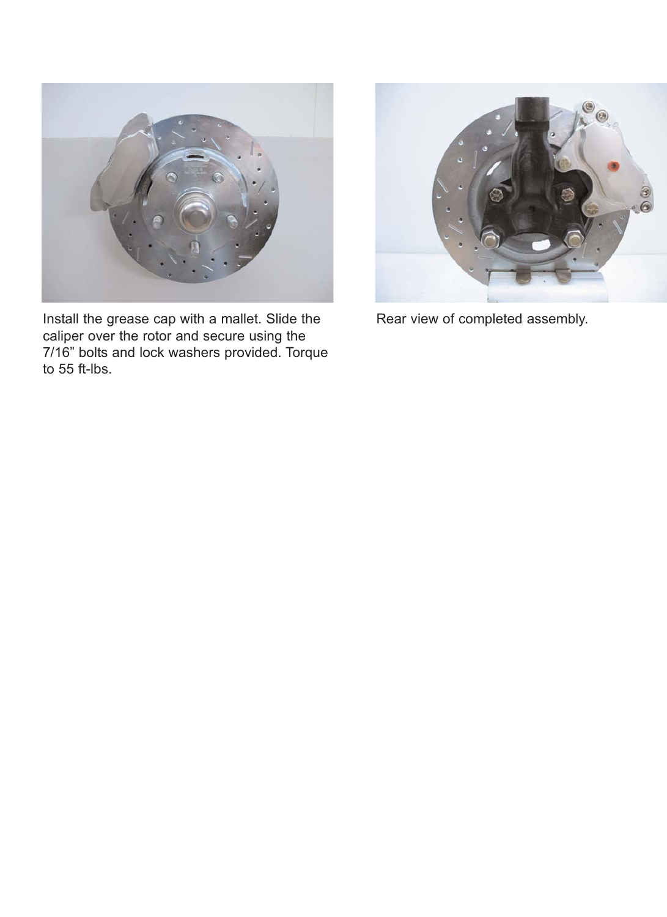Install the grease cap with a mallet. Slide the caliper over the rotor and secure using the 7/16” bolts and lock washers provided. Torque to 55 ft-lbs.

Rear view of completed assembly.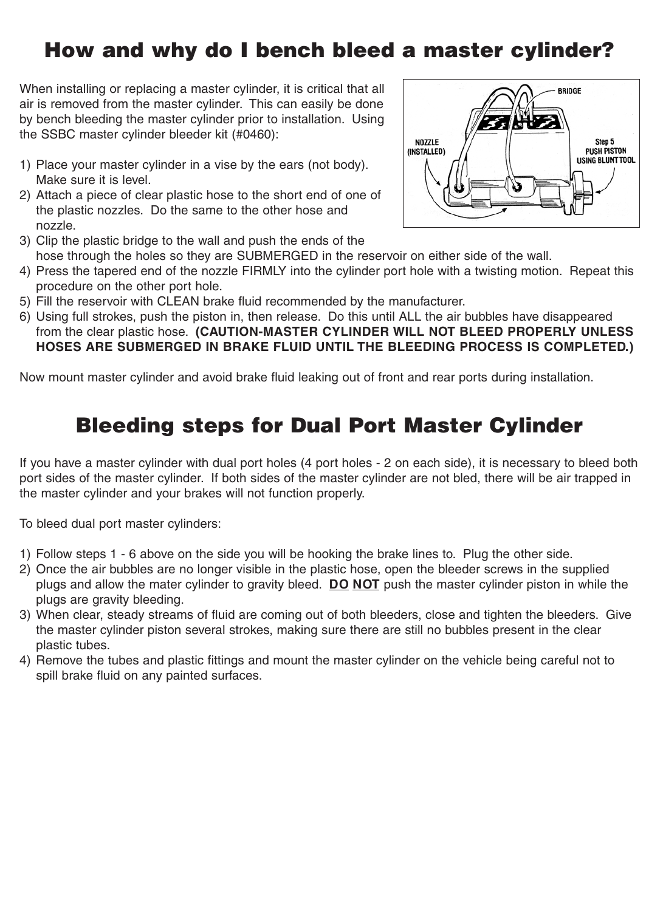# How and why do I bench bleed a master cylinder?

When installing or replacing a master cylinder, it is critical that all air is removed from the master cylinder. This can easily be done by bench bleeding the master cylinder prior to installation. Using the SSBC master cylinder bleeder kit (#0460):

1) Place your master cylinder in a vise by the ears (not body). Make sure it is level.
2) Attach a piece of clear plastic hose to the short end of one of the plastic nozzles. Do the same to the other hose and nozzle.
3) Clip the plastic bridge to the wall and push the ends of the hose through the holes so they are SUBMERGED in the reservoir on either side of the wall.
4) Press the tapered end of the nozzle FIRMLY into the cylinder port hole with a twisting motion. Repeat this procedure on the other port hole.
5) Fill the reservoir with CLEAN brake fluid recommended by the manufacturer.
6) Using full strokes, push the piston in, then release. Do this until ALL the air bubbles have disappeared from the clear plastic hose. **(CAUTION-MASTER CYLINDER WILL NOT BLEED PROPERLY UNLESS HOSES ARE SUBMERGED IN BRAKE FLUID UNTIL THE BLEEDING PROCESS IS COMPLETED.)**

Now mount master cylinder and avoid brake fluid leaking out of front and rear ports during installation.

# Bleeding steps for Dual Port Master Cylinder

If you have a master cylinder with dual port holes (4 port holes - 2 on each side), it is necessary to bleed both port sides of the master cylinder. If both sides of the master cylinder are not bled, there will be air trapped in the master cylinder and your brakes will not function properly.

To bleed dual port master cylinders:

1) Follow steps 1 - 6 above on the side you will be hooking the brake lines to. Plug the other side.
2) Once the air bubbles are no longer visible in the plastic hose, open the bleeder screws in the supplied plugs and allow the mater cylinder to gravity bleed. **DO NOT** push the master cylinder piston in while the plugs are gravity bleeding.
3) When clear, steady streams of fluid are coming out of both bleeders, close and tighten the bleeders. Give the master cylinder piston several strokes, making sure there are still no bubbles present in the clear plastic tubes.
4) Remove the tubes and plastic fittings and mount the master cylinder on the vehicle being careful not to spill brake fluid on any painted surfaces.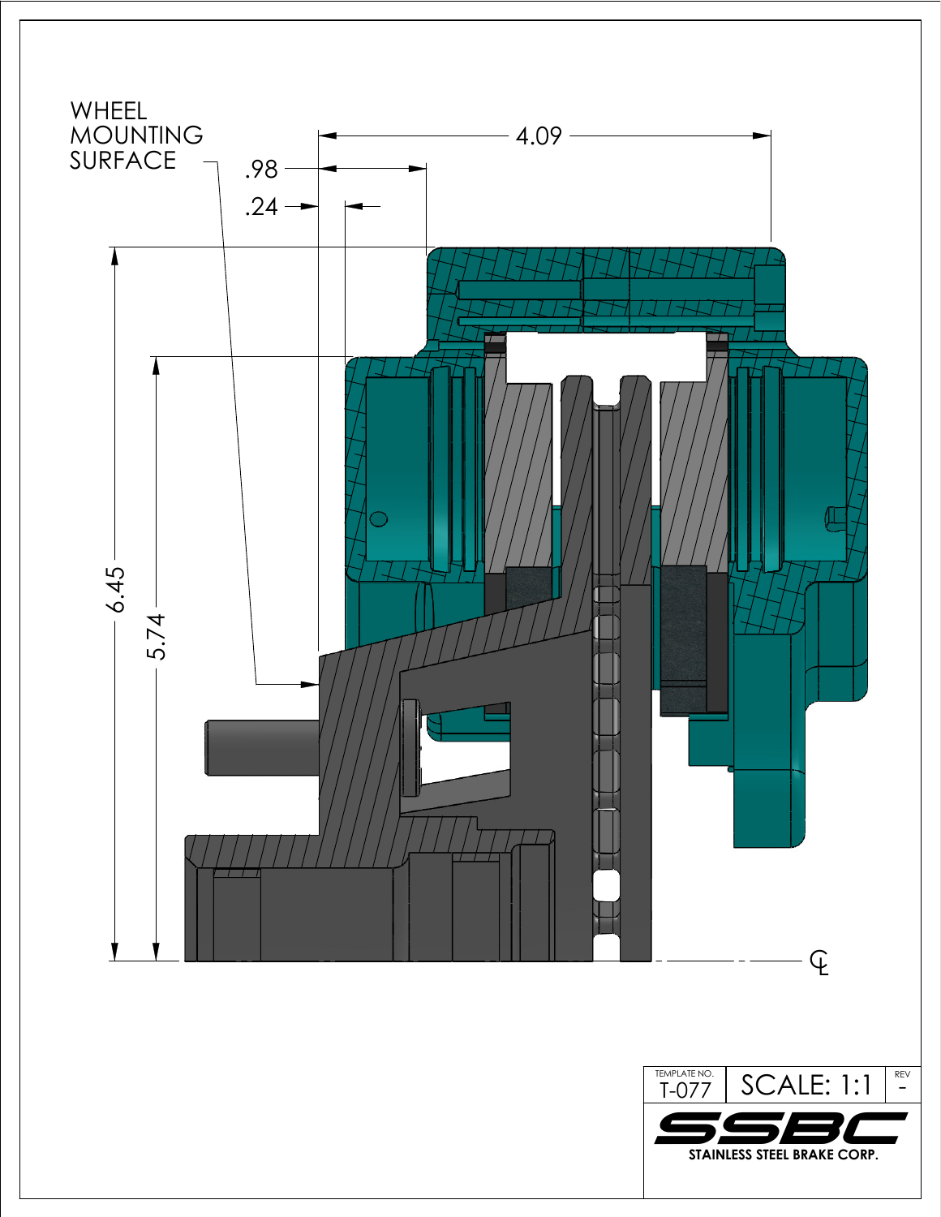WHEEL MOUNTING SURFACE

4.09

.98

.24

6.45

5.74

℄

| TEMPLATE NO. T-077 | SCALE: 1:1 | REV - |
|---|---|---|

SSBC

STAINLESS STEEL BRAKE CORP.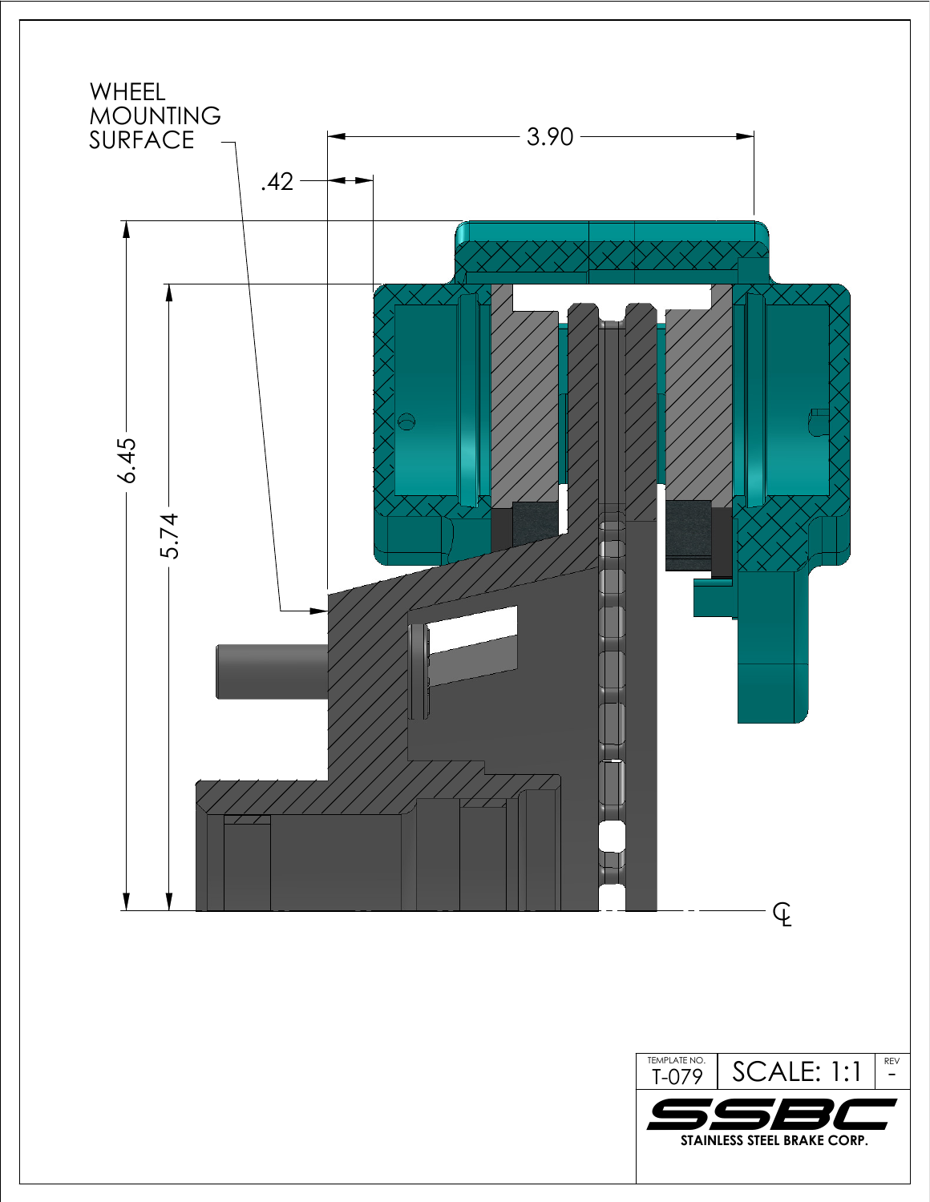WHEEL
MOUNTING
SURFACE

3.90

.42

6.45

5.74

℄

| TEMPLATE NO. | SCALE: 1:1 | REV |
|---|---|---|
| T-079 | | - |

SSBC

STAINLESS STEEL BRAKE CORP.